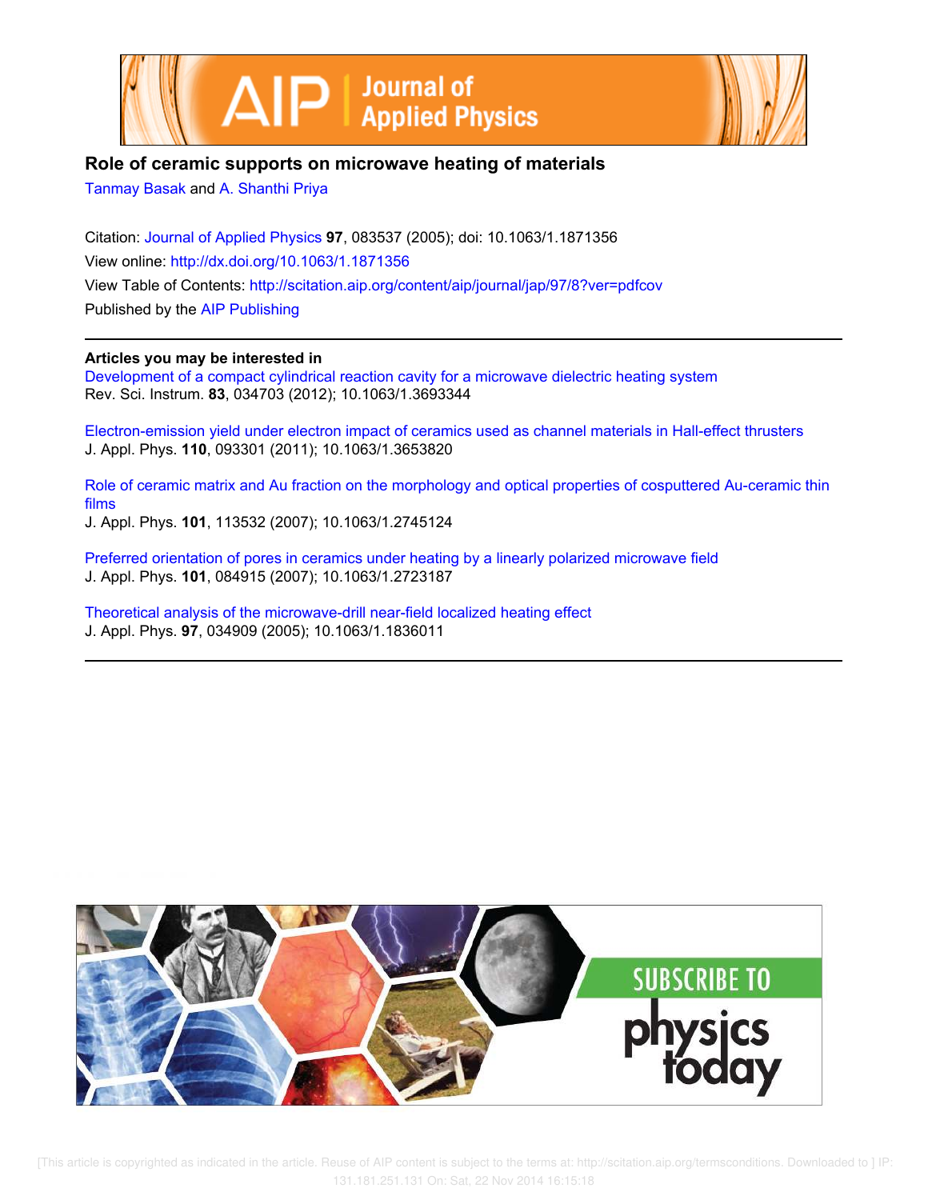# Role of ceramic supports on microwave heating of materials

Tanmay Basak and A. Shanthi Priya

Citation: Journal of Applied Physics **97**, 083537 (2005); doi: 10.1063/1.1871356

View online: http://dx.doi.org/10.1063/1.1871356

View Table of Contents: http://scitation.aip.org/content/aip/journal/jap/97/8?ver=pdfcov

Published by the AIP Publishing

## Articles you may be interested in

Development of a compact cylindrical reaction cavity for a microwave dielectric heating system
Rev. Sci. Instrum. **83**, 034703 (2012); 10.1063/1.3693344

Electron-emission yield under electron impact of ceramics used as channel materials in Hall-effect thrusters
J. Appl. Phys. **110**, 093301 (2011); 10.1063/1.3653820

Role of ceramic matrix and Au fraction on the morphology and optical properties of cosputtered Au-ceramic thin films
J. Appl. Phys. **101**, 113532 (2007); 10.1063/1.2745124

Preferred orientation of pores in ceramics under heating by a linearly polarized microwave field
J. Appl. Phys. **101**, 084915 (2007); 10.1063/1.2723187

Theoretical analysis of the microwave-drill near-field localized heating effect
J. Appl. Phys. **97**, 034909 (2005); 10.1063/1.1836011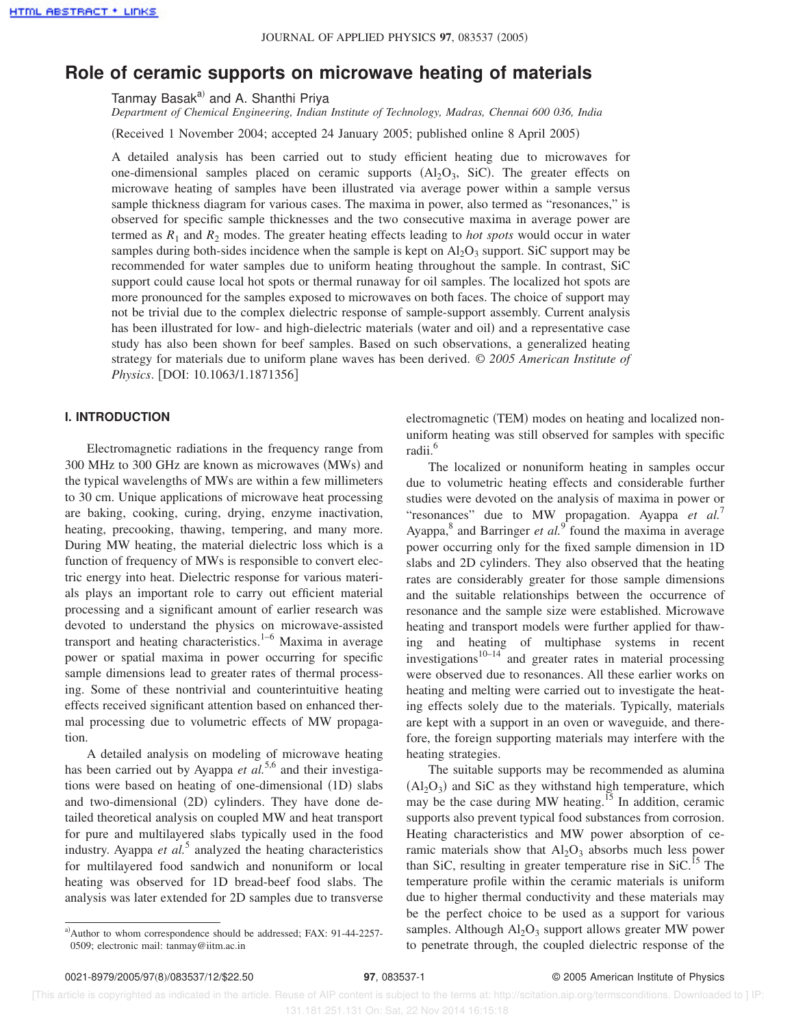# Role of ceramic supports on microwave heating of materials

Tanmay Basak[a)] and A. Shanthi Priya

*Department of Chemical Engineering, Indian Institute of Technology, Madras, Chennai 600 036, India*

(Received 1 November 2004; accepted 24 January 2005; published online 8 April 2005)

A detailed analysis has been carried out to study efficient heating due to microwaves for one-dimensional samples placed on ceramic supports ($Al_2O_3$, SiC). The greater effects on microwave heating of samples have been illustrated via average power within a sample versus sample thickness diagram for various cases. The maxima in power, also termed as "resonances," is observed for specific sample thicknesses and the two consecutive maxima in average power are termed as $R_1$ and $R_2$ modes. The greater heating effects leading to *hot spots* would occur in water samples during both-sides incidence when the sample is kept on $Al_2O_3$ support. SiC support may be recommended for water samples due to uniform heating throughout the sample. In contrast, SiC support could cause local hot spots or thermal runaway for oil samples. The localized hot spots are more pronounced for the samples exposed to microwaves on both faces. The choice of support may not be trivial due to the complex dielectric response of sample-support assembly. Current analysis has been illustrated for low- and high-dielectric materials (water and oil) and a representative case study has also been shown for beef samples. Based on such observations, a generalized heating strategy for materials due to uniform plane waves has been derived. © *2005 American Institute of Physics*. [DOI: 10.1063/1.1871356]

## I. INTRODUCTION

Electromagnetic radiations in the frequency range from 300 MHz to 300 GHz are known as microwaves (MWs) and the typical wavelengths of MWs are within a few millimeters to 30 cm. Unique applications of microwave heat processing are baking, cooking, curing, drying, enzyme inactivation, heating, precooking, thawing, tempering, and many more. During MW heating, the material dielectric loss which is a function of frequency of MWs is responsible to convert electric energy into heat. Dielectric response for various materials plays an important role to carry out efficient material processing and a significant amount of earlier research was devoted to understand the physics on microwave-assisted transport and heating characteristics.[1–6] Maxima in average power or spatial maxima in power occurring for specific sample dimensions lead to greater rates of thermal processing. Some of these nontrivial and counterintuitive heating effects received significant attention based on enhanced thermal processing due to volumetric effects of MW propagation.

A detailed analysis on modeling of microwave heating has been carried out by Ayappa *et al.*[5,6] and their investigations were based on heating of one-dimensional (1D) slabs and two-dimensional (2D) cylinders. They have done detailed theoretical analysis on coupled MW and heat transport for pure and multilayered slabs typically used in the food industry. Ayappa *et al.*[5] analyzed the heating characteristics for multilayered food sandwich and nonuniform or local heating was observed for 1D bread-beef food slabs. The analysis was later extended for 2D samples due to transverse electromagnetic (TEM) modes on heating and localized nonuniform heating was still observed for samples with specific radii.[6]

The localized or nonuniform heating in samples occur due to volumetric heating effects and considerable further studies were devoted on the analysis of maxima in power or "resonances" due to MW propagation. Ayappa *et al.*[7] Ayappa,[8] and Barringer *et al.*[9] found the maxima in average power occurring only for the fixed sample dimension in 1D slabs and 2D cylinders. They also observed that the heating rates are considerably greater for those sample dimensions and the suitable relationships between the occurrence of resonance and the sample size were established. Microwave heating and transport models were further applied for thawing and heating of multiphase systems in recent investigations[10–14] and greater rates in material processing were observed due to resonances. All these earlier works on heating and melting were carried out to investigate the heating effects solely due to the materials. Typically, materials are kept with a support in an oven or waveguide, and therefore, the foreign supporting materials may interfere with the heating strategies.

The suitable supports may be recommended as alumina ($Al_2O_3$) and SiC as they withstand high temperature, which may be the case during MW heating.[15] In addition, ceramic supports also prevent typical food substances from corrosion. Heating characteristics and MW power absorption of ceramic materials show that $Al_2O_3$ absorbs much less power than SiC, resulting in greater temperature rise in SiC.[15] The temperature profile within the ceramic materials is uniform due to higher thermal conductivity and these materials may be the perfect choice to be used as a support for various samples. Although $Al_2O_3$ support allows greater MW power to penetrate through, the coupled dielectric response of the

---

[a)]Author to whom correspondence should be addressed; FAX: 91-44-2257-0509; electronic mail: tanmay@iitm.ac.in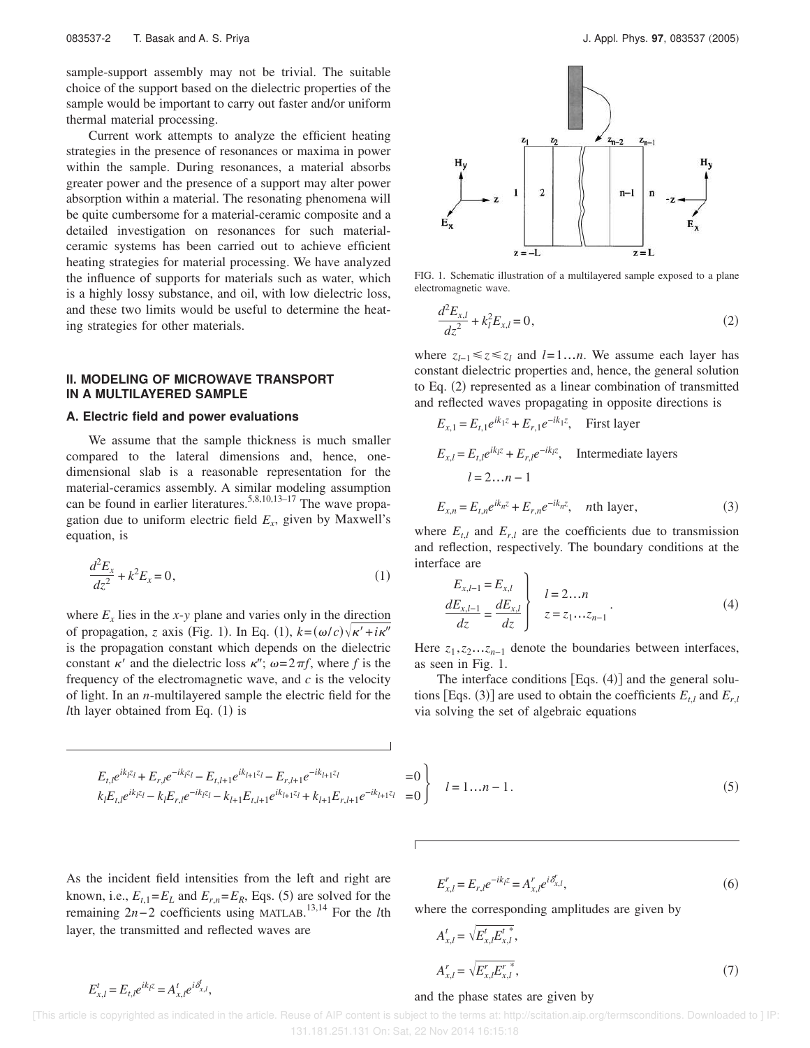sample-support assembly may not be trivial. The suitable choice of the support based on the dielectric properties of the sample would be important to carry out faster and/or uniform thermal material processing.

Current work attempts to analyze the efficient heating strategies in the presence of resonances or maxima in power within the sample. During resonances, a material absorbs greater power and the presence of a support may alter power absorption within a material. The resonating phenomena will be quite cumbersome for a material-ceramic composite and a detailed investigation on resonances for such material-ceramic systems has been carried out to achieve efficient heating strategies for material processing. We have analyzed the influence of supports for materials such as water, which is a highly lossy substance, and oil, with low dielectric loss, and these two limits would be useful to determine the heating strategies for other materials.

## II. MODELING OF MICROWAVE TRANSPORT IN A MULTILAYERED SAMPLE

### A. Electric field and power evaluations

We assume that the sample thickness is much smaller compared to the lateral dimensions and, hence, one-dimensional slab is a reasonable representation for the material-ceramics assembly. A similar modeling assumption can be found in earlier literatures.[5,8,10,13–17] The wave propagation due to uniform electric field $E_x$, given by Maxwell's equation, is

$$\frac{d^2E_x}{dz^2} + k^2E_x = 0, \tag{1}$$

where $E_x$ lies in the $x$-$y$ plane and varies only in the direction of propagation, $z$ axis (Fig. 1). In Eq. (1), $k=(\omega/c)\sqrt{\kappa' + i\kappa''}$ is the propagation constant which depends on the dielectric constant $\kappa'$ and the dielectric loss $\kappa''$; $\omega = 2\pi f$, where $f$ is the frequency of the electromagnetic wave, and $c$ is the velocity of light. In an $n$-multilayered sample the electric field for the $l$th layer obtained from Eq. (1) is

FIG. 1. Schematic illustration of a multilayered sample exposed to a plane electromagnetic wave.

$$\frac{d^2E_{x,l}}{dz^2} + k_l^2E_{x,l} = 0, \tag{2}$$

where $z_{l-1} \leqslant z \leqslant z_l$ and $l=1\ldots n$. We assume each layer has constant dielectric properties and, hence, the general solution to Eq. (2) represented as a linear combination of transmitted and reflected waves propagating in opposite directions is

$$\begin{aligned} E_{x,1} &= E_{t,1}e^{ik_1z} + E_{r,1}e^{-ik_1z}, \quad \text{First layer} \\ E_{x,l} &= E_{t,l}e^{ik_lz} + E_{r,l}e^{-ik_lz}, \quad \text{Intermediate layers} \\ & \qquad l = 2\ldots n-1 \\ E_{x,n} &= E_{t,n}e^{ik_nz} + E_{r,n}e^{-ik_nz}, \quad n\text{th layer}, \end{aligned} \tag{3}$$

where $E_{t,l}$ and $E_{r,l}$ are the coefficients due to transmission and reflection, respectively. The boundary conditions at the interface are

$$\left.\begin{aligned} E_{x,l-1} &= E_{x,l} \\ \frac{dE_{x,l-1}}{dz} &= \frac{dE_{x,l}}{dz} \end{aligned}\right\} \quad \begin{aligned} &l = 2\ldots n \\ &z = z_1\ldots z_{n-1} \end{aligned}. \tag{4}$$

Here $z_1, z_2 \ldots z_{n-1}$ denote the boundaries between interfaces, as seen in Fig. 1.

The interface conditions [Eqs. (4)] and the general solutions [Eqs. (3)] are used to obtain the coefficients $E_{t,l}$ and $E_{r,l}$ via solving the set of algebraic equations

$$\left.\begin{aligned} E_{t,l}e^{ik_lz_l} + E_{r,l}e^{-ik_lz_l} - E_{t,l+1}e^{ik_{l+1}z_l} - E_{r,l+1}e^{-ik_{l+1}z_l} &= 0 \\ k_lE_{t,l}e^{ik_lz_l} - k_lE_{r,l}e^{-ik_lz_l} - k_{l+1}E_{t,l+1}e^{ik_{l+1}z_l} + k_{l+1}E_{r,l+1}e^{-ik_{l+1}z_l} &= 0 \end{aligned}\right\} \quad l = 1\ldots n-1. \tag{5}$$

As the incident field intensities from the left and right are known, i.e., $E_{t,1}=E_L$ and $E_{r,n}=E_R$, Eqs. (5) are solved for the remaining $2n-2$ coefficients using MATLAB.[13,14] For the $l$th layer, the transmitted and reflected waves are

$$E_{x,l}^t = E_{t,l}e^{ik_lz} = A_{x,l}^t e^{i\delta_{x,l}^t},$$

$$E_{x,l}^r = E_{r,l}e^{-ik_lz} = A_{x,l}^r e^{i\delta_{x,l}^r}, \tag{6}$$

where the corresponding amplitudes are given by

$$\begin{aligned} A_{x,l}^t &= \sqrt{E_{x,l}^t E_{x,l}^{t\,*}}, \\ A_{x,l}^r &= \sqrt{E_{x,l}^r E_{x,l}^{r\,*}}, \end{aligned} \tag{7}$$

and the phase states are given by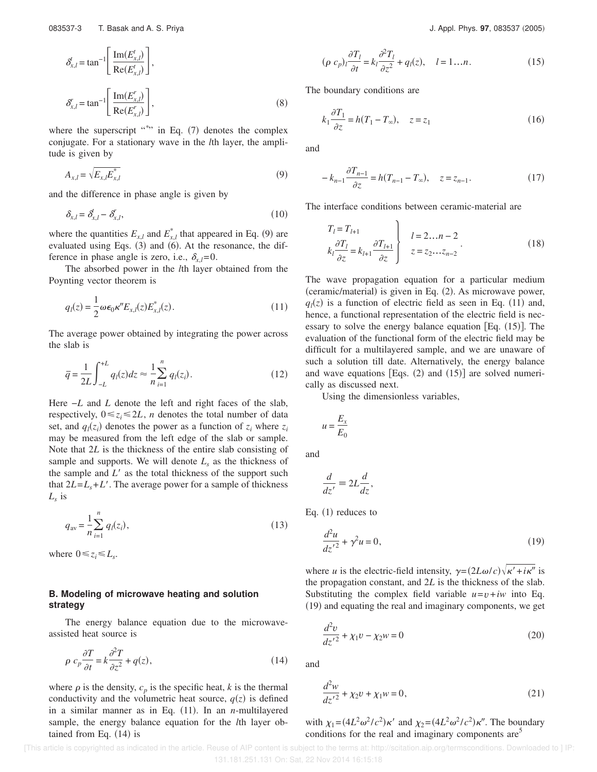$$\delta_{x,l}^{t} = \tan^{-1}\left[\frac{\mathrm{Im}(E_{x,l}^{t})}{\mathrm{Re}(E_{x,l}^{t})}\right],$$

$$\delta_{x,l}^{r} = \tan^{-1}\left[\frac{\mathrm{Im}(E_{x,l}^{r})}{\mathrm{Re}(E_{x,l}^{r})}\right], \tag{8}$$

where the superscript "*" in Eq. (7) denotes the complex conjugate. For a stationary wave in the $l$th layer, the amplitude is given by

$$A_{x,l} = \sqrt{E_{x,l}E_{x,l}^{*}} \tag{9}$$

and the difference in phase angle is given by

$$\delta_{x,l} = \delta_{x,l}^{t} - \delta_{x,l}^{r}, \tag{10}$$

where the quantities $E_{x,l}$ and $E_{x,l}^{*}$ that appeared in Eq. (9) are evaluated using Eqs. (3) and (6). At the resonance, the difference in phase angle is zero, i.e., $\delta_{x,l}=0$.

The absorbed power in the $l$th layer obtained from the Poynting vector theorem is

$$q_l(z) = \frac{1}{2}\omega\epsilon_0\kappa'' E_{x,l}(z)E_{x,l}^{*}(z). \tag{11}$$

The average power obtained by integrating the power across the slab is

$$\bar{q} = \frac{1}{2L}\int_{-L}^{+L} q_l(z)dz \approx \frac{1}{n}\sum_{i=1}^{n} q_l(z_i). \tag{12}$$

Here $-L$ and $L$ denote the left and right faces of the slab, respectively, $0 \leq z_i \leq 2L$, $n$ denotes the total number of data set, and $q_l(z_i)$ denotes the power as a function of $z_i$ where $z_i$ may be measured from the left edge of the slab or sample. Note that $2L$ is the thickness of the entire slab consisting of sample and supports. We will denote $L_s$ as the thickness of the sample and $L'$ as the total thickness of the support such that $2L = L_s + L'$. The average power for a sample of thickness $L_s$ is

$$q_{\mathrm{av}} = \frac{1}{n}\sum_{i=1}^{n} q_l(z_i), \tag{13}$$

where $0 \leq z_i \leq L_s$.

### B. Modeling of microwave heating and solution strategy

The energy balance equation due to the microwave-assisted heat source is

$$\rho\, c_p \frac{\partial T}{\partial t} = k\frac{\partial^2 T}{\partial z^2} + q(z), \tag{14}$$

where $\rho$ is the density, $c_p$ is the specific heat, $k$ is the thermal conductivity and the volumetric heat source, $q(z)$ is defined in a similar manner as in Eq. (11). In an $n$-multilayered sample, the energy balance equation for the $l$th layer obtained from Eq. (14) is

$$(\rho\, c_p)_l \frac{\partial T_l}{\partial t} = k_l \frac{\partial^2 T_l}{\partial z^2} + q_l(z), \quad l = 1\ldots n. \tag{15}$$

The boundary conditions are

$$k_1 \frac{\partial T_1}{\partial z} = h(T_1 - T_\infty), \quad z = z_1 \tag{16}$$

and

$$-k_{n-1}\frac{\partial T_{n-1}}{\partial z} = h(T_{n-1} - T_\infty), \quad z = z_{n-1}. \tag{17}$$

The interface conditions between ceramic-material are

$$\left.\begin{aligned} T_l &= T_{l+1} \\ k_l \frac{\partial T_l}{\partial z} &= k_{l+1}\frac{\partial T_{l+1}}{\partial z} \end{aligned}\right\} \quad \begin{aligned} l &= 2\ldots n-2 \\ z &= z_2 \ldots z_{n-2} \end{aligned}. \tag{18}$$

The wave propagation equation for a particular medium (ceramic/material) is given in Eq. (2). As microwave power, $q_l(z)$ is a function of electric field as seen in Eq. (11) and, hence, a functional representation of the electric field is necessary to solve the energy balance equation [Eq. (15)]. The evaluation of the functional form of the electric field may be difficult for a multilayered sample, and we are unaware of such a solution till date. Alternatively, the energy balance and wave equations [Eqs. (2) and (15)] are solved numerically as discussed next.

Using the dimensionless variables,

$$u = \frac{E_x}{E_0}$$

and

$$\frac{d}{dz'} \equiv 2L\frac{d}{dz},$$

Eq. (1) reduces to

$$\frac{d^2 u}{dz'^2} + \gamma^2 u = 0, \tag{19}$$

where $u$ is the electric-field intensity, $\gamma = (2L\omega/c)\sqrt{\kappa' + i\kappa''}$ is the propagation constant, and $2L$ is the thickness of the slab. Substituting the complex field variable $u = v + iw$ into Eq. (19) and equating the real and imaginary components, we get

$$\frac{d^2 v}{dz'^2} + \chi_1 v - \chi_2 w = 0 \tag{20}$$

and

$$\frac{d^2 w}{dz'^2} + \chi_2 v + \chi_1 w = 0, \tag{21}$$

with $\chi_1 = (4L^2\omega^2/c^2)\kappa'$ and $\chi_2 = (4L^2\omega^2/c^2)\kappa''$. The boundary conditions for the real and imaginary components are[5]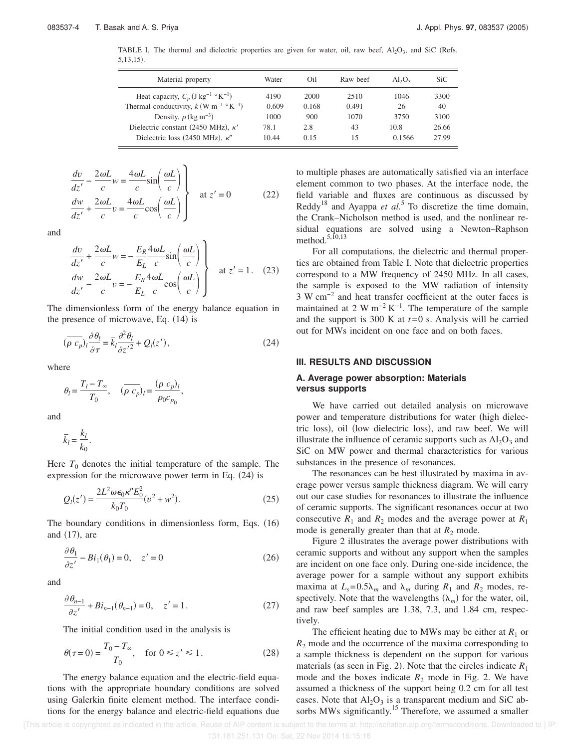TABLE I. The thermal and dielectric properties are given for water, oil, raw beef, $Al_2O_3$, and SiC (Refs. 5,13,15).

| Material property | Water | Oil | Raw beef | $Al_2O_3$ | SiC |
|---|---|---|---|---|---|
| Heat capacity, $C_p$ (J kg$^{-1}$ °K$^{-1}$) | 4190 | 2000 | 2510 | 1046 | 3300 |
| Thermal conductivity, $k$ (W m$^{-1}$ °K$^{-1}$) | 0.609 | 0.168 | 0.491 | 26 | 40 |
| Density, $\rho$ (kg m$^{-3}$) | 1000 | 900 | 1070 | 3750 | 3100 |
| Dielectric constant (2450 MHz), $\kappa'$ | 78.1 | 2.8 | 43 | 10.8 | 26.66 |
| Dielectric loss (2450 MHz), $\kappa''$ | 10.44 | 0.15 | 15 | 0.1566 | 27.99 |

$$\left.\begin{aligned}\frac{dv}{dz'} - \frac{2\omega L}{c}w &= \frac{4\omega L}{c}\sin\left(\frac{\omega L}{c}\right)\\ \frac{dw}{dz'} + \frac{2\omega L}{c}v &= \frac{4\omega L}{c}\cos\left(\frac{\omega L}{c}\right)\end{aligned}\right\} \quad \text{at } z' = 0 \tag{22}$$

and

$$\left.\begin{aligned}\frac{dv}{dz'} + \frac{2\omega L}{c}w &= -\frac{E_R}{E_L}\frac{4\omega L}{c}\sin\left(\frac{\omega L}{c}\right)\\ \frac{dw}{dz'} - \frac{2\omega L}{c}v &= -\frac{E_R}{E_L}\frac{4\omega L}{c}\cos\left(\frac{\omega L}{c}\right)\end{aligned}\right\} \quad \text{at } z' = 1. \tag{23}$$

The dimensionless form of the energy balance equation in the presence of microwave, Eq. (14) is

$$\overline{(\rho\, c_p)}_l \frac{\partial \theta_l}{\partial \tau} = \bar{k}_l \frac{\partial^2 \theta_l}{\partial z'^2} + Q_l(z'), \tag{24}$$

where

$$\theta_l = \frac{T_l - T_\infty}{T_0}, \quad \overline{(\rho\, c_p)}_l = \frac{(\rho\, c_p)_l}{\rho_0 c_{p_0}},$$

and

$$\bar{k}_l = \frac{k_l}{k_0}.$$

Here $T_0$ denotes the initial temperature of the sample. The expression for the microwave power term in Eq. (24) is

$$Q_l(z') = \frac{2L^2\omega\epsilon_0\kappa'' E_0^2}{k_0 T_0}(v^2 + w^2). \tag{25}$$

The boundary conditions in dimensionless form, Eqs. (16) and (17), are

$$\frac{\partial \theta_1}{\partial z'} - Bi_1(\theta_1) = 0, \quad z' = 0 \tag{26}$$

and

$$\frac{\partial \theta_{n-1}}{\partial z'} + Bi_{n-1}(\theta_{n-1}) = 0, \quad z' = 1. \tag{27}$$

The initial condition used in the analysis is

$$\theta(\tau = 0) = \frac{T_0 - T_\infty}{T_0}, \quad \text{for } 0 \leq z' \leq 1. \tag{28}$$

The energy balance equation and the electric-field equations with the appropriate boundary conditions are solved using Galerkin finite element method. The interface conditions for the energy balance and electric-field equations due to multiple phases are automatically satisfied via an interface element common to two phases. At the interface node, the field variable and fluxes are continuous as discussed by Reddy[18] and Ayappa *et al.*[5] To discretize the time domain, the Crank–Nicholson method is used, and the nonlinear residual equations are solved using a Newton–Raphson method.[5,10,13]

For all computations, the dielectric and thermal properties are obtained from Table I. Note that dielectric properties correspond to a MW frequency of 2450 MHz. In all cases, the sample is exposed to the MW radiation of intensity 3 W cm$^{-2}$ and heat transfer coefficient at the outer faces is maintained at 2 W m$^{-2}$ K$^{-1}$. The temperature of the sample and the support is 300 K at $t$=0 s. Analysis will be carried out for MWs incident on one face and on both faces.

## III. RESULTS AND DISCUSSION

### A. Average power absorption: Materials versus supports

We have carried out detailed analysis on microwave power and temperature distributions for water (high dielectric loss), oil (low dielectric loss), and raw beef. We will illustrate the influence of ceramic supports such as $Al_2O_3$ and SiC on MW power and thermal characteristics for various substances in the presence of resonances.

The resonances can be best illustrated by maxima in average power versus sample thickness diagram. We will carry out our case studies for resonances to illustrate the influence of ceramic supports. The significant resonances occur at two consecutive $R_1$ and $R_2$ modes and the average power at $R_1$ mode is generally greater than that at $R_2$ mode.

Figure 2 illustrates the average power distributions with ceramic supports and without any support when the samples are incident on one face only. During one-side incidence, the average power for a sample without any support exhibits maxima at $L_s$=0.5$\lambda_m$ and $\lambda_m$ during $R_1$ and $R_2$ modes, respectively. Note that the wavelengths ($\lambda_m$) for the water, oil, and raw beef samples are 1.38, 7.3, and 1.84 cm, respectively.

The efficient heating due to MWs may be either at $R_1$ or $R_2$ mode and the occurrence of the maxima corresponding to a sample thickness is dependent on the support for various materials (as seen in Fig. 2). Note that the circles indicate $R_1$ mode and the boxes indicate $R_2$ mode in Fig. 2. We have assumed a thickness of the support being 0.2 cm for all test cases. Note that $Al_2O_3$ is a transparent medium and SiC absorbs MWs significantly.[15] Therefore, we assumed a smaller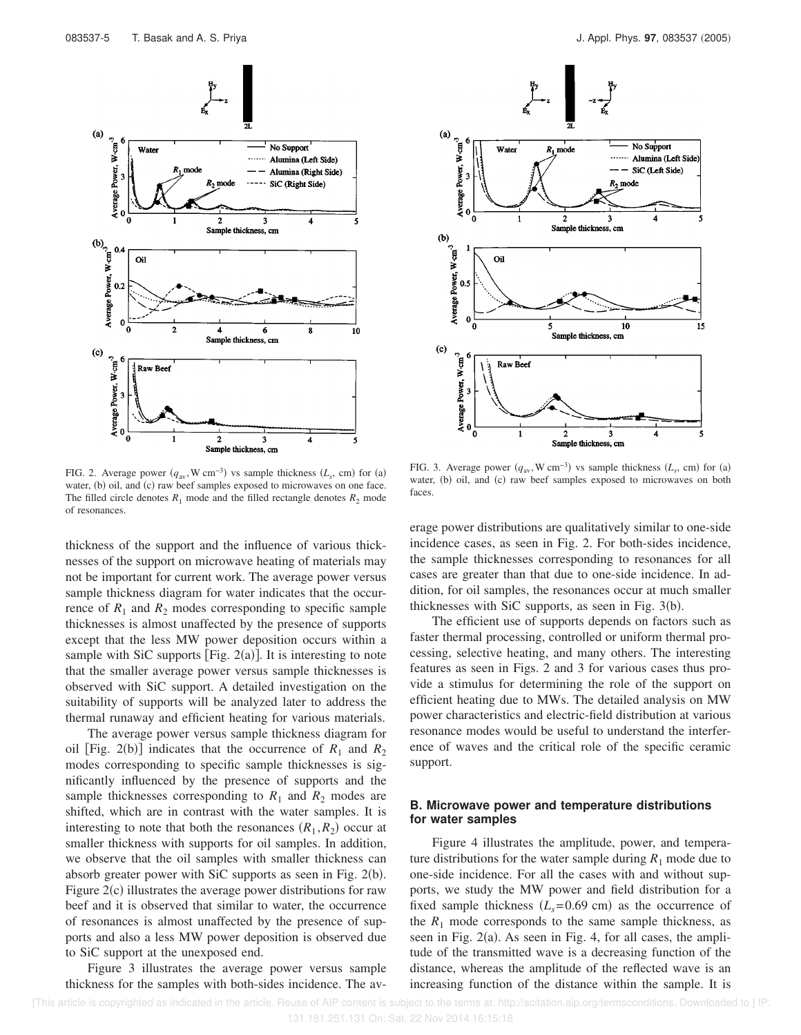FIG. 2. Average power ($q_{av}$, W cm$^{-3}$) vs sample thickness ($L_s$, cm) for (a) water, (b) oil, and (c) raw beef samples exposed to microwaves on one face. The filled circle denotes $R_1$ mode and the filled rectangle denotes $R_2$ mode of resonances.

FIG. 3. Average power ($q_{av}$, W cm$^{-3}$) vs sample thickness ($L_s$, cm) for (a) water, (b) oil, and (c) raw beef samples exposed to microwaves on both faces.

thickness of the support and the influence of various thicknesses of the support on microwave heating of materials may not be important for current work. The average power versus sample thickness diagram for water indicates that the occurrence of $R_1$ and $R_2$ modes corresponding to specific sample thicknesses is almost unaffected by the presence of supports except that the less MW power deposition occurs within a sample with SiC supports [Fig. 2(a)]. It is interesting to note that the smaller average power versus sample thicknesses is observed with SiC support. A detailed investigation on the suitability of supports will be analyzed later to address the thermal runaway and efficient heating for various materials.

The average power versus sample thickness diagram for oil [Fig. 2(b)] indicates that the occurrence of $R_1$ and $R_2$ modes corresponding to specific sample thicknesses is significantly influenced by the presence of supports and the sample thicknesses corresponding to $R_1$ and $R_2$ modes are shifted, which are in contrast with the water samples. It is interesting to note that both the resonances ($R_1, R_2$) occur at smaller thickness with supports for oil samples. In addition, we observe that the oil samples with smaller thickness can absorb greater power with SiC supports as seen in Fig. 2(b). Figure 2(c) illustrates the average power distributions for raw beef and it is observed that similar to water, the occurrence of resonances is almost unaffected by the presence of supports and also a less MW power deposition is observed due to SiC support at the unexposed end.

Figure 3 illustrates the average power versus sample thickness for the samples with both-sides incidence. The average power distributions are qualitatively similar to one-side incidence cases, as seen in Fig. 2. For both-sides incidence, the sample thicknesses corresponding to resonances for all cases are greater than that due to one-side incidence. In addition, for oil samples, the resonances occur at much smaller thicknesses with SiC supports, as seen in Fig. 3(b).

The efficient use of supports depends on factors such as faster thermal processing, controlled or uniform thermal processing, selective heating, and many others. The interesting features as seen in Figs. 2 and 3 for various cases thus provide a stimulus for determining the role of the support on efficient heating due to MWs. The detailed analysis on MW power characteristics and electric-field distribution at various resonance modes would be useful to understand the interference of waves and the critical role of the specific ceramic support.

### B. Microwave power and temperature distributions for water samples

Figure 4 illustrates the amplitude, power, and temperature distributions for the water sample during $R_1$ mode due to one-side incidence. For all the cases with and without supports, we study the MW power and field distribution for a fixed sample thickness ($L_s$=0.69 cm) as the occurrence of the $R_1$ mode corresponds to the same sample thickness, as seen in Fig. 2(a). As seen in Fig. 4, for all cases, the amplitude of the transmitted wave is a decreasing function of the distance, whereas the amplitude of the reflected wave is an increasing function of the distance within the sample. It is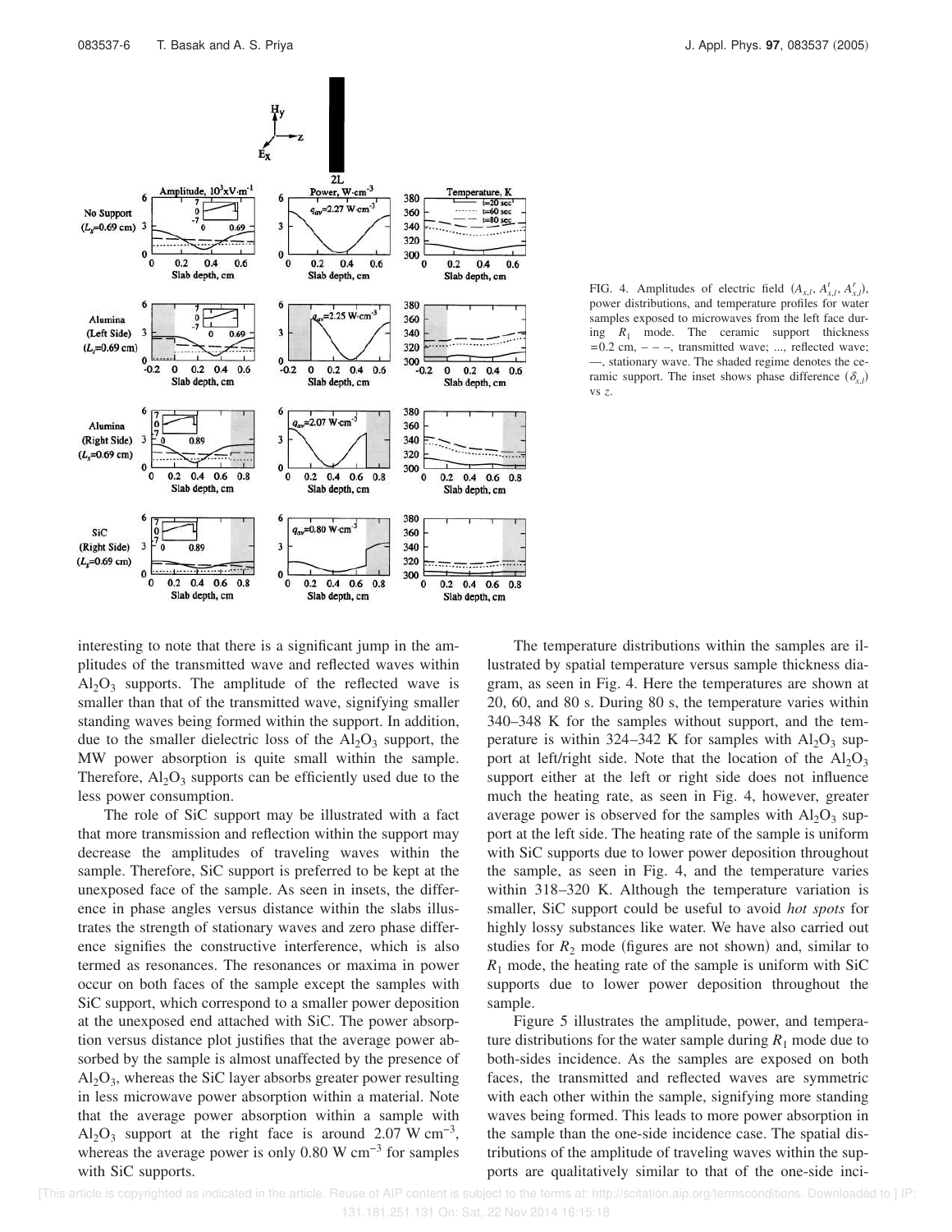FIG. 4. Amplitudes of electric field ($A_{x,l}$, $A^t_{x,l}$, $A^r_{x,l}$), power distributions, and temperature profiles for water samples exposed to microwaves from the left face during $R_1$ mode. The ceramic support thickness $=0.2$ cm, – – –, transmitted wave; ..., reflected wave; —, stationary wave. The shaded regime denotes the ceramic support. The inset shows phase difference ($\delta_{x,l}$) vs $z$.

interesting to note that there is a significant jump in the amplitudes of the transmitted wave and reflected waves within $Al_2O_3$ supports. The amplitude of the reflected wave is smaller than that of the transmitted wave, signifying smaller standing waves being formed within the support. In addition, due to the smaller dielectric loss of the $Al_2O_3$ support, the MW power absorption is quite small within the sample. Therefore, $Al_2O_3$ supports can be efficiently used due to the less power consumption.

The role of SiC support may be illustrated with a fact that more transmission and reflection within the support may decrease the amplitudes of traveling waves within the sample. Therefore, SiC support is preferred to be kept at the unexposed face of the sample. As seen in insets, the difference in phase angles versus distance within the slabs illustrates the strength of stationary waves and zero phase difference signifies the constructive interference, which is also termed as resonances. The resonances or maxima in power occur on both faces of the sample except the samples with SiC support, which correspond to a smaller power deposition at the unexposed end attached with SiC. The power absorption versus distance plot justifies that the average power absorbed by the sample is almost unaffected by the presence of $Al_2O_3$, whereas the SiC layer absorbs greater power resulting in less microwave power absorption within a material. Note that the average power absorption within a sample with $Al_2O_3$ support at the right face is around 2.07 W cm$^{-3}$, whereas the average power is only 0.80 W cm$^{-3}$ for samples with SiC supports.

The temperature distributions within the samples are illustrated by spatial temperature versus sample thickness diagram, as seen in Fig. 4. Here the temperatures are shown at 20, 60, and 80 s. During 80 s, the temperature varies within 340–348 K for the samples without support, and the temperature is within 324–342 K for samples with $Al_2O_3$ support at left/right side. Note that the location of the $Al_2O_3$ support either at the left or right side does not influence much the heating rate, as seen in Fig. 4, however, greater average power is observed for the samples with $Al_2O_3$ support at the left side. The heating rate of the sample is uniform with SiC supports due to lower power deposition throughout the sample, as seen in Fig. 4, and the temperature varies within 318–320 K. Although the temperature variation is smaller, SiC support could be useful to avoid *hot spots* for highly lossy substances like water. We have also carried out studies for $R_2$ mode (figures are not shown) and, similar to $R_1$ mode, the heating rate of the sample is uniform with SiC supports due to lower power deposition throughout the sample.

Figure 5 illustrates the amplitude, power, and temperature distributions for the water sample during $R_1$ mode due to both-sides incidence. As the samples are exposed on both faces, the transmitted and reflected waves are symmetric with each other within the sample, signifying more standing waves being formed. This leads to more power absorption in the sample than the one-side incidence case. The spatial distributions of the amplitude of traveling waves within the supports are qualitatively similar to that of the one-side inci-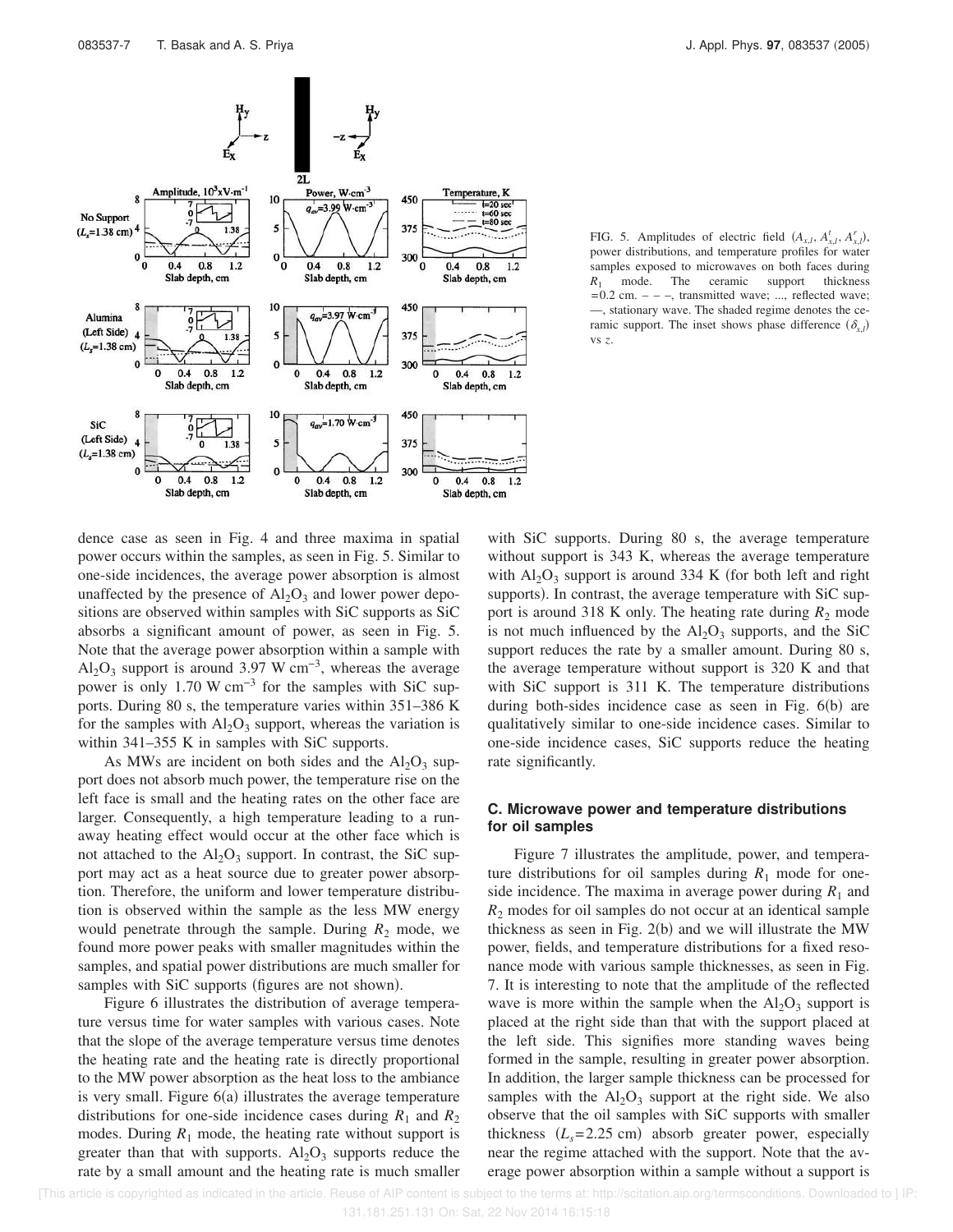FIG. 5. Amplitudes of electric field ($A_{x,l}$, $A^t_{x,l}$, $A^r_{x,l}$), power distributions, and temperature profiles for water samples exposed to microwaves on both faces during $R_1$ mode. The ceramic support thickness $=0.2$ cm. – – –, transmitted wave; ..., reflected wave; —, stationary wave. The shaded regime denotes the ceramic support. The inset shows phase difference ($\delta_{x,l}$) vs $z$.

dence case as seen in Fig. 4 and three maxima in spatial power occurs within the samples, as seen in Fig. 5. Similar to one-side incidences, the average power absorption is almost unaffected by the presence of $Al_2O_3$ and lower power depositions are observed within samples with SiC supports as SiC absorbs a significant amount of power, as seen in Fig. 5. Note that the average power absorption within a sample with $Al_2O_3$ support is around 3.97 W cm$^{-3}$, whereas the average power is only 1.70 W cm$^{-3}$ for the samples with SiC supports. During 80 s, the temperature varies within 351–386 K for the samples with $Al_2O_3$ support, whereas the variation is within 341–355 K in samples with SiC supports.

As MWs are incident on both sides and the $Al_2O_3$ support does not absorb much power, the temperature rise on the left face is small and the heating rates on the other face are larger. Consequently, a high temperature leading to a runaway heating effect would occur at the other face which is not attached to the $Al_2O_3$ support. In contrast, the SiC support may act as a heat source due to greater power absorption. Therefore, the uniform and lower temperature distribution is observed within the sample as the less MW energy would penetrate through the sample. During $R_2$ mode, we found more power peaks with smaller magnitudes within the samples, and spatial power distributions are much smaller for samples with SiC supports (figures are not shown).

Figure 6 illustrates the distribution of average temperature versus time for water samples with various cases. Note that the slope of the average temperature versus time denotes the heating rate and the heating rate is directly proportional to the MW power absorption as the heat loss to the ambiance is very small. Figure 6(a) illustrates the average temperature distributions for one-side incidence cases during $R_1$ and $R_2$ modes. During $R_1$ mode, the heating rate without support is greater than that with supports. $Al_2O_3$ supports reduce the rate by a small amount and the heating rate is much smaller with SiC supports. During 80 s, the average temperature without support is 343 K, whereas the average temperature with $Al_2O_3$ support is around 334 K (for both left and right supports). In contrast, the average temperature with SiC support is around 318 K only. The heating rate during $R_2$ mode is not much influenced by the $Al_2O_3$ supports, and the SiC support reduces the rate by a smaller amount. During 80 s, the average temperature without support is 320 K and that with SiC support is 311 K. The temperature distributions during both-sides incidence case as seen in Fig. 6(b) are qualitatively similar to one-side incidence cases. Similar to one-side incidence cases, SiC supports reduce the heating rate significantly.

### C. Microwave power and temperature distributions for oil samples

Figure 7 illustrates the amplitude, power, and temperature distributions for oil samples during $R_1$ mode for one-side incidence. The maxima in average power during $R_1$ and $R_2$ modes for oil samples do not occur at an identical sample thickness as seen in Fig. 2(b) and we will illustrate the MW power, fields, and temperature distributions for a fixed resonance mode with various sample thicknesses, as seen in Fig. 7. It is interesting to note that the amplitude of the reflected wave is more within the sample when the $Al_2O_3$ support is placed at the right side than that with the support placed at the left side. This signifies more standing waves being formed in the sample, resulting in greater power absorption. In addition, the larger sample thickness can be processed for samples with the $Al_2O_3$ support at the right side. We also observe that the oil samples with SiC supports with smaller thickness ($L_s=2.25$ cm) absorb greater power, especially near the regime attached with the support. Note that the average power absorption within a sample without a support is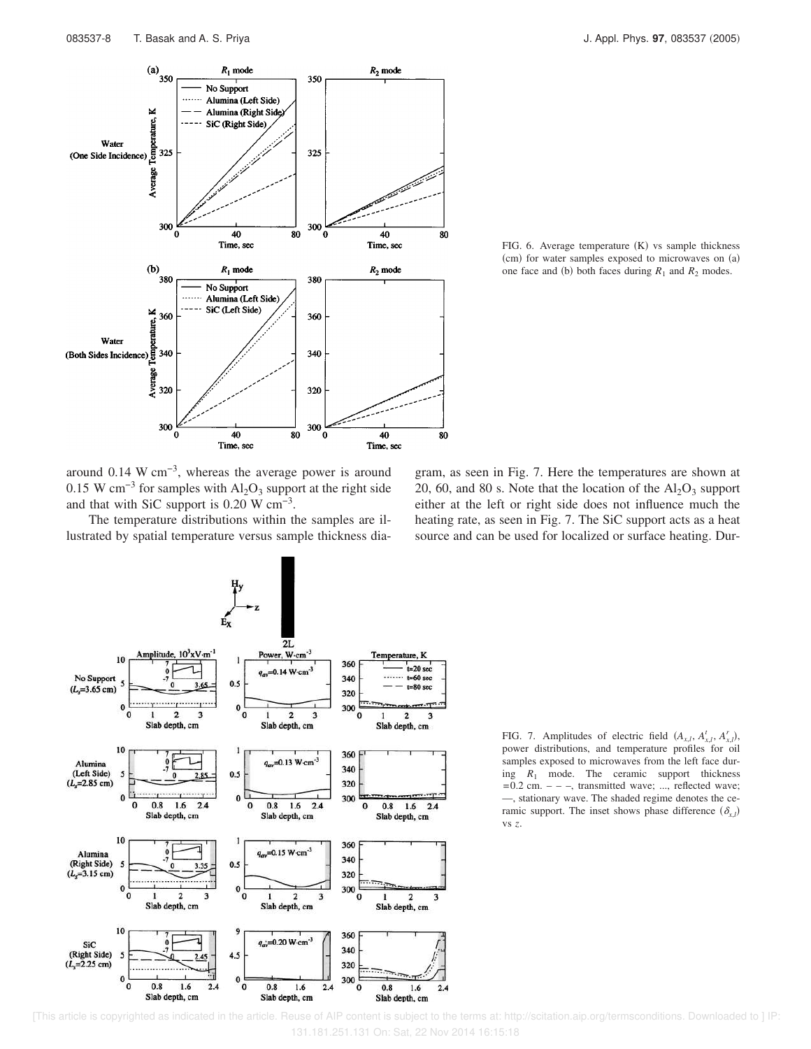FIG. 6. Average temperature (K) vs sample thickness (cm) for water samples exposed to microwaves on (a) one face and (b) both faces during $R_1$ and $R_2$ modes.

around 0.14 W cm$^{-3}$, whereas the average power is around 0.15 W cm$^{-3}$ for samples with $Al_2O_3$ support at the right side and that with SiC support is 0.20 W cm$^{-3}$.

The temperature distributions within the samples are illustrated by spatial temperature versus sample thickness diagram, as seen in Fig. 7. Here the temperatures are shown at 20, 60, and 80 s. Note that the location of the $Al_2O_3$ support either at the left or right side does not influence much the heating rate, as seen in Fig. 7. The SiC support acts as a heat source and can be used for localized or surface heating. Dur-

FIG. 7. Amplitudes of electric field ($A_{x,l}$, $A_{x,l}^t$, $A_{x,l}^r$), power distributions, and temperature profiles for oil samples exposed to microwaves from the left face during $R_1$ mode. The ceramic support thickness =0.2 cm. – – –, transmitted wave; ..., reflected wave; —, stationary wave. The shaded regime denotes the ceramic support. The inset shows phase difference ($\delta_{x,l}$) vs $z$.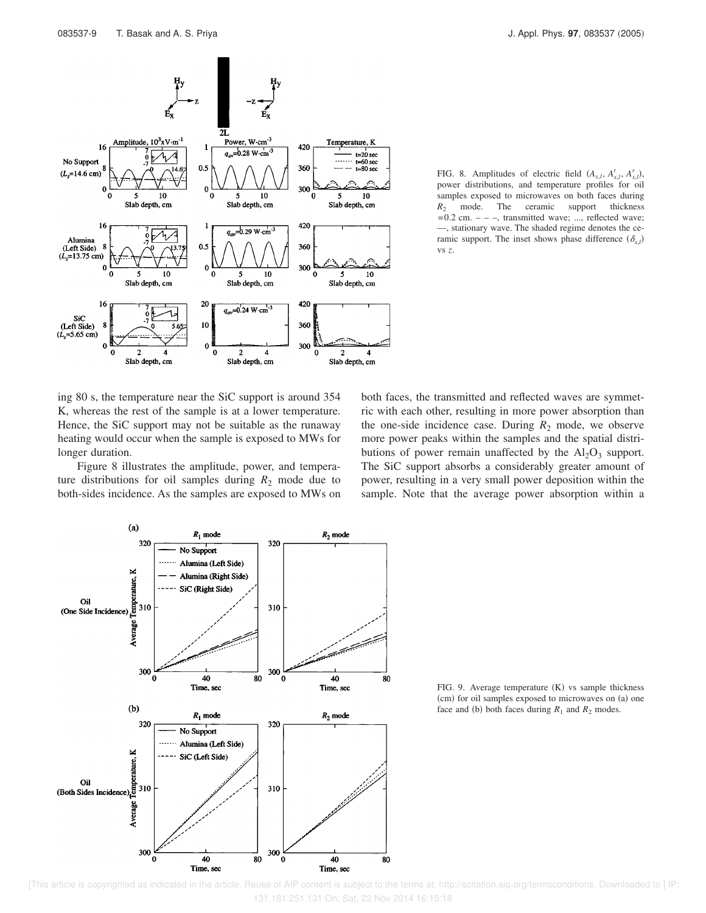FIG. 8. Amplitudes of electric field ($A_{x,l}$, $A^t_{x,l}$, $A^r_{x,l}$), power distributions, and temperature profiles for oil samples exposed to microwaves on both faces during $R_2$ mode. The ceramic support thickness $=0.2$ cm. – – –, transmitted wave; ..., reflected wave; —, stationary wave. The shaded regime denotes the ceramic support. The inset shows phase difference ($\delta_{x,l}$) vs $z$.

ing 80 s, the temperature near the SiC support is around 354 K, whereas the rest of the sample is at a lower temperature. Hence, the SiC support may not be suitable as the runaway heating would occur when the sample is exposed to MWs for longer duration.

Figure 8 illustrates the amplitude, power, and temperature distributions for oil samples during $R_2$ mode due to both-sides incidence. As the samples are exposed to MWs on both faces, the transmitted and reflected waves are symmetric with each other, resulting in more power absorption than the one-side incidence case. During $R_2$ mode, we observe more power peaks within the samples and the spatial distributions of power remain unaffected by the $Al_2O_3$ support. The SiC support absorbs a considerably greater amount of power, resulting in a very small power deposition within the sample. Note that the average power absorption within a

FIG. 9. Average temperature (K) vs sample thickness (cm) for oil samples exposed to microwaves on (a) one face and (b) both faces during $R_1$ and $R_2$ modes.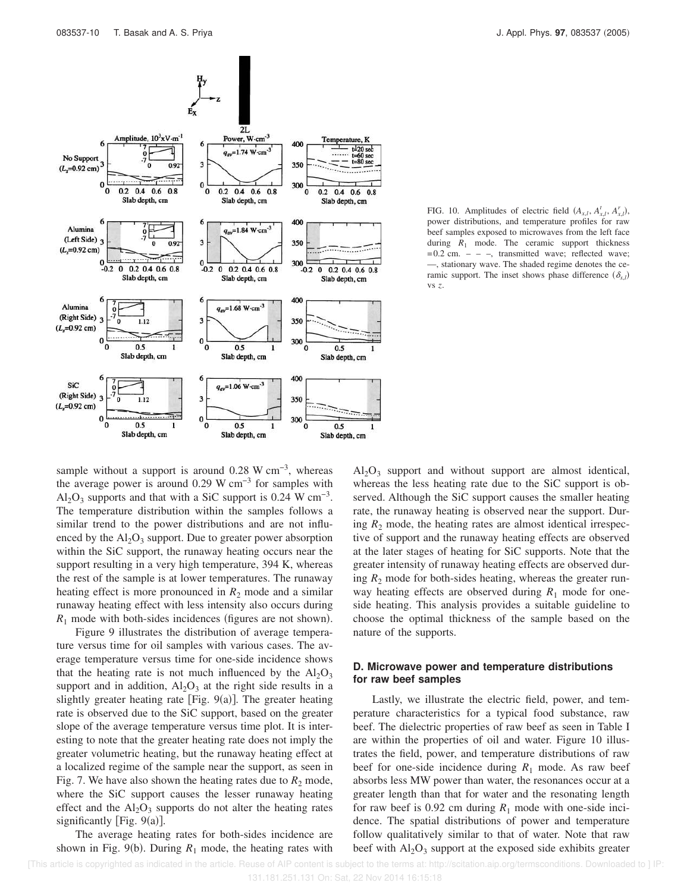FIG. 10. Amplitudes of electric field ($A_{x,l}$, $A^t_{x,l}$, $A^r_{x,l}$), power distributions, and temperature profiles for raw beef samples exposed to microwaves from the left face during $R_1$ mode. The ceramic support thickness =0.2 cm. – – –, transmitted wave; reflected wave; —, stationary wave. The shaded regime denotes the ceramic support. The inset shows phase difference ($\delta_{x,l}$) vs $z$.

sample without a support is around 0.28 W cm$^{-3}$, whereas the average power is around 0.29 W cm$^{-3}$ for samples with $Al_2O_3$ supports and that with a SiC support is 0.24 W cm$^{-3}$. The temperature distribution within the samples follows a similar trend to the power distributions and are not influenced by the $Al_2O_3$ support. Due to greater power absorption within the SiC support, the runaway heating occurs near the support resulting in a very high temperature, 394 K, whereas the rest of the sample is at lower temperatures. The runaway heating effect is more pronounced in $R_2$ mode and a similar runaway heating effect with less intensity also occurs during $R_1$ mode with both-sides incidences (figures are not shown).

Figure 9 illustrates the distribution of average temperature versus time for oil samples with various cases. The average temperature versus time for one-side incidence shows that the heating rate is not much influenced by the $Al_2O_3$ support and in addition, $Al_2O_3$ at the right side results in a slightly greater heating rate [Fig. 9(a)]. The greater heating rate is observed due to the SiC support, based on the greater slope of the average temperature versus time plot. It is interesting to note that the greater heating rate does not imply the greater volumetric heating, but the runaway heating effect at a localized regime of the sample near the support, as seen in Fig. 7. We have also shown the heating rates due to $R_2$ mode, where the SiC support causes the lesser runaway heating effect and the $Al_2O_3$ supports do not alter the heating rates significantly [Fig. 9(a)].

The average heating rates for both-sides incidence are shown in Fig. 9(b). During $R_1$ mode, the heating rates with $Al_2O_3$ support and without support are almost identical, whereas the less heating rate due to the SiC support is observed. Although the SiC support causes the smaller heating rate, the runaway heating is observed near the support. During $R_2$ mode, the heating rates are almost identical irrespective of support and the runaway heating effects are observed at the later stages of heating for SiC supports. Note that the greater intensity of runaway heating effects are observed during $R_2$ mode for both-sides heating, whereas the greater runaway heating effects are observed during $R_1$ mode for one-side heating. This analysis provides a suitable guideline to choose the optimal thickness of the sample based on the nature of the supports.

### D. Microwave power and temperature distributions for raw beef samples

Lastly, we illustrate the electric field, power, and temperature characteristics for a typical food substance, raw beef. The dielectric properties of raw beef as seen in Table I are within the properties of oil and water. Figure 10 illustrates the field, power, and temperature distributions of raw beef for one-side incidence during $R_1$ mode. As raw beef absorbs less MW power than water, the resonances occur at a greater length than that for water and the resonating length for raw beef is 0.92 cm during $R_1$ mode with one-side incidence. The spatial distributions of power and temperature follow qualitatively similar to that of water. Note that raw beef with $Al_2O_3$ support at the exposed side exhibits greater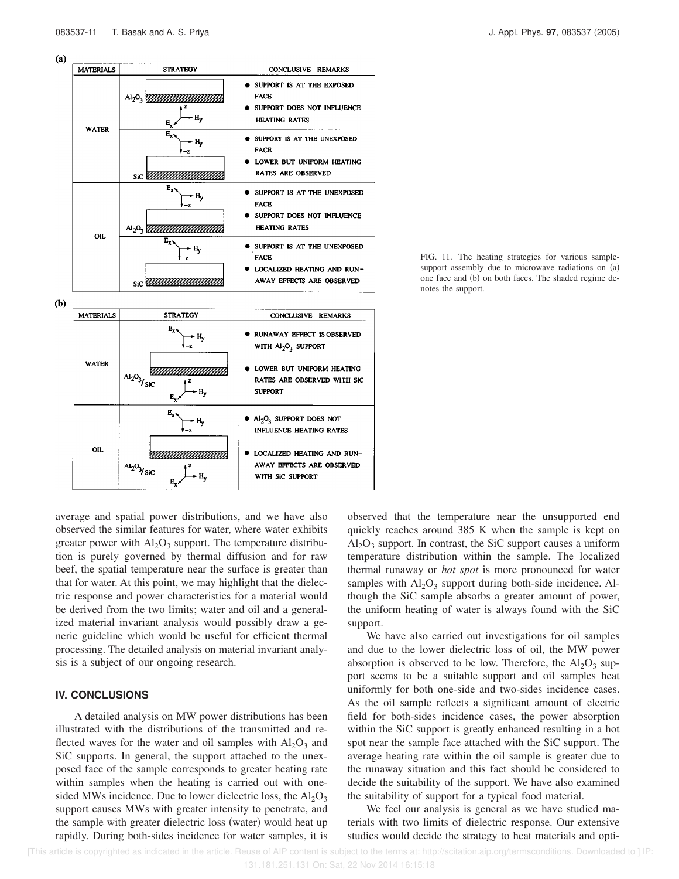**(a)**

| MATERIALS | STRATEGY | CONCLUSIVE REMARKS |
| --- | --- | --- |
| WATER | $Al_2O_3$ support; $z$, $H_y$, $E_x$ | • SUPPORT IS AT THE EXPOSED FACE • SUPPORT DOES NOT INFLUENCE HEATING RATES |
| | $E_x$, $H_y$, $-z$; SiC support | • SUPPORT IS AT THE UNEXPOSED FACE • LOWER BUT UNIFORM HEATING RATES ARE OBSERVED |
| OIL | $E_x$, $H_y$, $-z$; $Al_2O_3$ support | • SUPPORT IS AT THE UNEXPOSED FACE • SUPPORT DOES NOT INFLUENCE HEATING RATES |
| | $E_x$, $H_y$, $-z$; SiC support | • SUPPORT IS AT THE UNEXPOSED FACE • LOCALIZED HEATING AND RUN-AWAY EFFECTS ARE OBSERVED |

**(b)**

| MATERIALS | STRATEGY | CONCLUSIVE REMARKS |
| --- | --- | --- |
| WATER | $E_x$, $H_y$, $-z$; $Al_2O_3$/SiC support; $z$, $H_y$, $E_x$ | • RUNAWAY EFFECT IS OBSERVED WITH $Al_2O_3$ SUPPORT • LOWER BUT UNIFORM HEATING RATES ARE OBSERVED WITH SiC SUPPORT |
| OIL | $E_x$, $H_y$, $-z$; $Al_2O_3$/SiC support; $z$, $H_y$, $E_x$ | • $Al_2O_3$ SUPPORT DOES NOT INFLUENCE HEATING RATES • LOCALIZED HEATING AND RUN-AWAY EFFECTS ARE OBSERVED WITH SiC SUPPORT |

FIG. 11. The heating strategies for various sample-support assembly due to microwave radiations on (a) one face and (b) on both faces. The shaded regime denotes the support.

average and spatial power distributions, and we have also observed the similar features for water, where water exhibits greater power with $Al_2O_3$ support. The temperature distribution is purely governed by thermal diffusion and for raw beef, the spatial temperature near the surface is greater than that for water. At this point, we may highlight that the dielectric response and power characteristics for a material would be derived from the two limits; water and oil and a generalized material invariant analysis would possibly draw a generic guideline which would be useful for efficient thermal processing. The detailed analysis on material invariant analysis is a subject of our ongoing research.

## IV. CONCLUSIONS

A detailed analysis on MW power distributions has been illustrated with the distributions of the transmitted and reflected waves for the water and oil samples with $Al_2O_3$ and SiC supports. In general, the support attached to the unexposed face of the sample corresponds to greater heating rate within samples when the heating is carried out with one-sided MWs incidence. Due to lower dielectric loss, the $Al_2O_3$ support causes MWs with greater intensity to penetrate, and the sample with greater dielectric loss (water) would heat up rapidly. During both-sides incidence for water samples, it is observed that the temperature near the unsupported end quickly reaches around 385 K when the sample is kept on $Al_2O_3$ support. In contrast, the SiC support causes a uniform temperature distribution within the sample. The localized thermal runaway or *hot spot* is more pronounced for water samples with $Al_2O_3$ support during both-side incidence. Although the SiC sample absorbs a greater amount of power, the uniform heating of water is always found with the SiC support.

We have also carried out investigations for oil samples and due to the lower dielectric loss of oil, the MW power absorption is observed to be low. Therefore, the $Al_2O_3$ support seems to be a suitable support and oil samples heat uniformly for both one-side and two-sides incidence cases. As the oil sample reflects a significant amount of electric field for both-sides incidence cases, the power absorption within the SiC support is greatly enhanced resulting in a hot spot near the sample face attached with the SiC support. The average heating rate within the oil sample is greater due to the runaway situation and this fact should be considered to decide the suitability of the support. We have also examined the suitability of support for a typical food material.

We feel our analysis is general as we have studied materials with two limits of dielectric response. Our extensive studies would decide the strategy to heat materials and opti-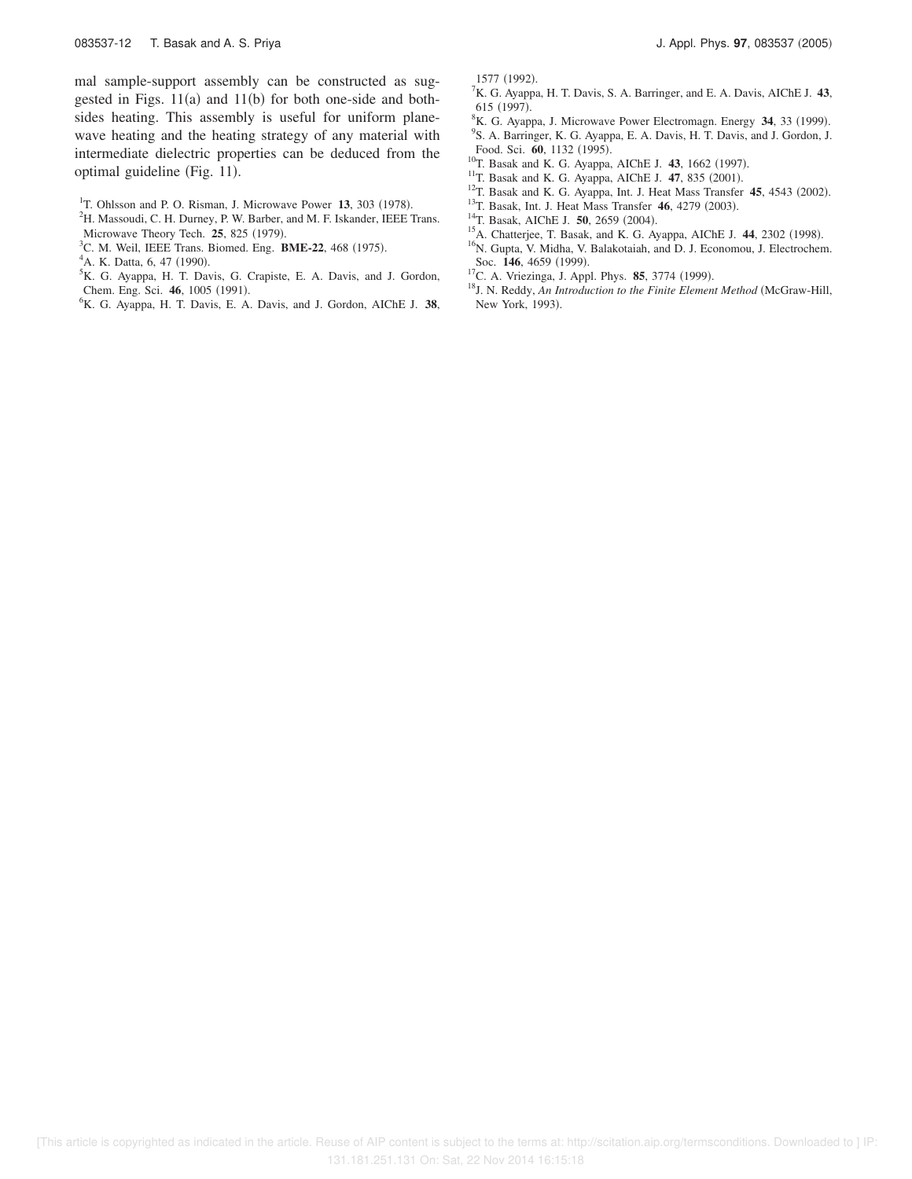mal sample-support assembly can be constructed as suggested in Figs. 11(a) and 11(b) for both one-side and both-sides heating. This assembly is useful for uniform plane-wave heating and the heating strategy of any material with intermediate dielectric properties can be deduced from the optimal guideline (Fig. 11).

[1] T. Ohlsson and P. O. Risman, J. Microwave Power **13**, 303 (1978).
[2] H. Massoudi, C. H. Durney, P. W. Barber, and M. F. Iskander, IEEE Trans. Microwave Theory Tech. **25**, 825 (1979).
[3] C. M. Weil, IEEE Trans. Biomed. Eng. **BME-22**, 468 (1975).
[4] A. K. Datta, 6, 47 (1990).
[5] K. G. Ayappa, H. T. Davis, G. Crapiste, E. A. Davis, and J. Gordon, Chem. Eng. Sci. **46**, 1005 (1991).
[6] K. G. Ayappa, H. T. Davis, E. A. Davis, and J. Gordon, AIChE J. **38**, 1577 (1992).
[7] K. G. Ayappa, H. T. Davis, S. A. Barringer, and E. A. Davis, AIChE J. **43**, 615 (1997).
[8] K. G. Ayappa, J. Microwave Power Electromagn. Energy **34**, 33 (1999).
[9] S. A. Barringer, K. G. Ayappa, E. A. Davis, H. T. Davis, and J. Gordon, J. Food. Sci. **60**, 1132 (1995).
[10] T. Basak and K. G. Ayappa, AIChE J. **43**, 1662 (1997).
[11] T. Basak and K. G. Ayappa, AIChE J. **47**, 835 (2001).
[12] T. Basak and K. G. Ayappa, Int. J. Heat Mass Transfer **45**, 4543 (2002).
[13] T. Basak, Int. J. Heat Mass Transfer **46**, 4279 (2003).
[14] T. Basak, AIChE J. **50**, 2659 (2004).
[15] A. Chatterjee, T. Basak, and K. G. Ayappa, AIChE J. **44**, 2302 (1998).
[16] N. Gupta, V. Midha, V. Balakotaiah, and D. J. Economou, J. Electrochem. Soc. **146**, 4659 (1999).
[17] C. A. Vriezinga, J. Appl. Phys. **85**, 3774 (1999).
[18] J. N. Reddy, *An Introduction to the Finite Element Method* (McGraw-Hill, New York, 1993).